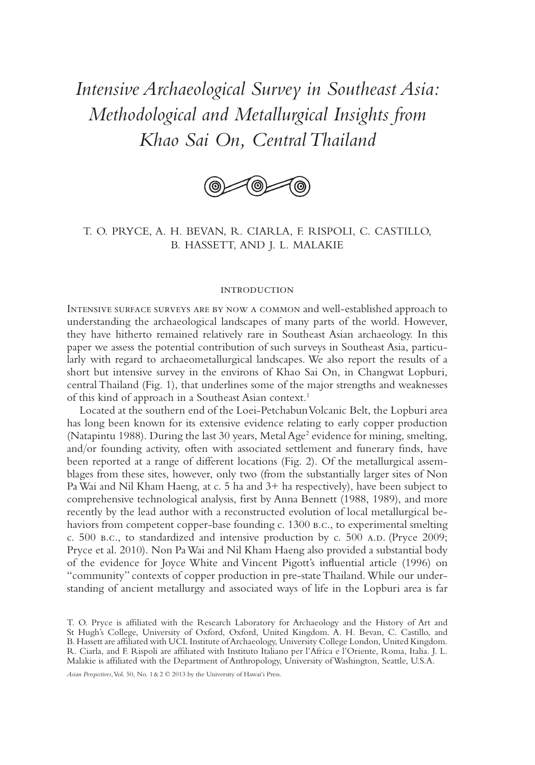# *Intensive Archaeological Survey in Southeast Asia: Methodological and Metallurgical Insights from Khao Sai On, Central Thailand*

T. O. PRYCE, A. H. BEVAN, R. CIARLA, F. RISPOLI, C. CASTILLO, B. HASSETT, AND J. L. MALAKIE

## INTRODUCTION

INTENSIVE SURFACE SURVEYS ARE BY NOW A COMMON and well-established approach to understanding the archaeological landscapes of many parts of the world. However, they have hitherto remained relatively rare in Southeast Asian archaeology. In this paper we assess the potential contribution of such surveys in Southeast Asia, particularly with regard to archaeometallurgical landscapes. We also report the results of a short but intensive survey in the environs of Khao Sai On, in Changwat Lopburi, central Thailand (Fig. 1), that underlines some of the major strengths and weaknesses of this kind of approach in a Southeast Asian context.[1]

Located at the southern end of the Loei-Petchabun Volcanic Belt, the Lopburi area has long been known for its extensive evidence relating to early copper production (Natapintu 1988). During the last 30 years, Metal Age[2] evidence for mining, smelting, and/or founding activity, often with associated settlement and funerary finds, have been reported at a range of different locations (Fig. 2). Of the metallurgical assemblages from these sites, however, only two (from the substantially larger sites of Non Pa Wai and Nil Kham Haeng, at c. 5 ha and 3+ ha respectively), have been subject to comprehensive technological analysis, first by Anna Bennett (1988, 1989), and more recently by the lead author with a reconstructed evolution of local metallurgical behaviors from competent copper-base founding c. 1300 B.C., to experimental smelting c. 500 B.C., to standardized and intensive production by c. 500 A.D. (Pryce 2009; Pryce et al. 2010). Non Pa Wai and Nil Kham Haeng also provided a substantial body of the evidence for Joyce White and Vincent Pigott's influential article (1996) on "community" contexts of copper production in pre-state Thailand. While our understanding of ancient metallurgy and associated ways of life in the Lopburi area is far

T. O. Pryce is affiliated with the Research Laboratory for Archaeology and the History of Art and St Hugh's College, University of Oxford, Oxford, United Kingdom. A. H. Bevan, C. Castillo, and B. Hassett are affiliated with UCL Institute of Archaeology, University College London, United Kingdom. R. Ciarla, and F. Rispoli are affiliated with Instituto Italiano per l'Africa e l'Oriente, Roma, Italia. J. L. Malakie is affiliated with the Department of Anthropology, University of Washington, Seattle, U.S.A.

*Asian Perspectives*, Vol. 50, No. 1 & 2 © 2013 by the University of Hawai'i Press.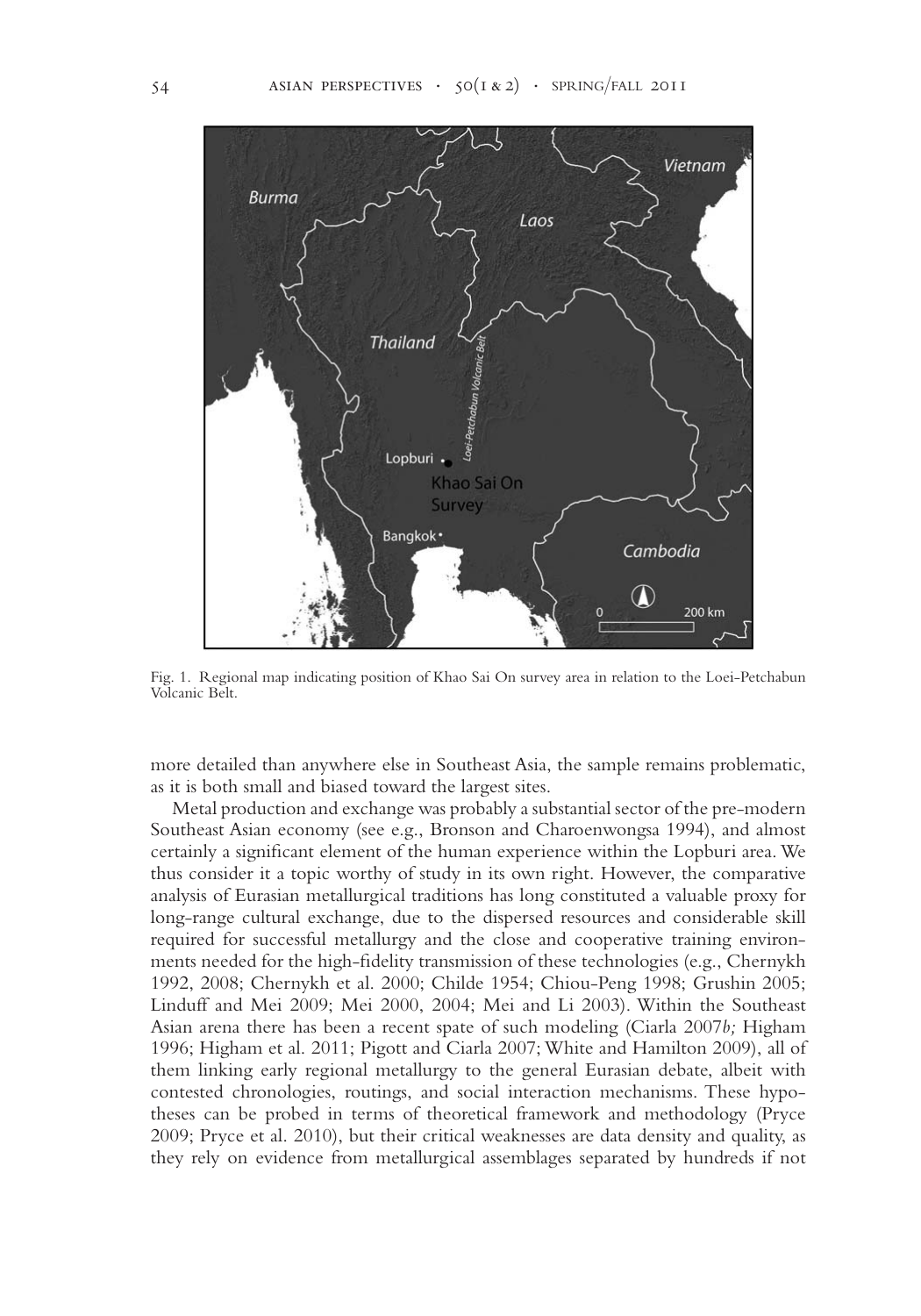Fig. 1. Regional map indicating position of Khao Sai On survey area in relation to the Loei-Petchabun Volcanic Belt.

more detailed than anywhere else in Southeast Asia, the sample remains problematic, as it is both small and biased toward the largest sites.

Metal production and exchange was probably a substantial sector of the pre-modern Southeast Asian economy (see e.g., Bronson and Charoenwongsa 1994), and almost certainly a significant element of the human experience within the Lopburi area. We thus consider it a topic worthy of study in its own right. However, the comparative analysis of Eurasian metallurgical traditions has long constituted a valuable proxy for long-range cultural exchange, due to the dispersed resources and considerable skill required for successful metallurgy and the close and cooperative training environments needed for the high-fidelity transmission of these technologies (e.g., Chernykh 1992, 2008; Chernykh et al. 2000; Childe 1954; Chiou-Peng 1998; Grushin 2005; Linduff and Mei 2009; Mei 2000, 2004; Mei and Li 2003). Within the Southeast Asian arena there has been a recent spate of such modeling (Ciarla 2007*b;* Higham 1996; Higham et al. 2011; Pigott and Ciarla 2007; White and Hamilton 2009), all of them linking early regional metallurgy to the general Eurasian debate, albeit with contested chronologies, routings, and social interaction mechanisms. These hypotheses can be probed in terms of theoretical framework and methodology (Pryce 2009; Pryce et al. 2010), but their critical weaknesses are data density and quality, as they rely on evidence from metallurgical assemblages separated by hundreds if not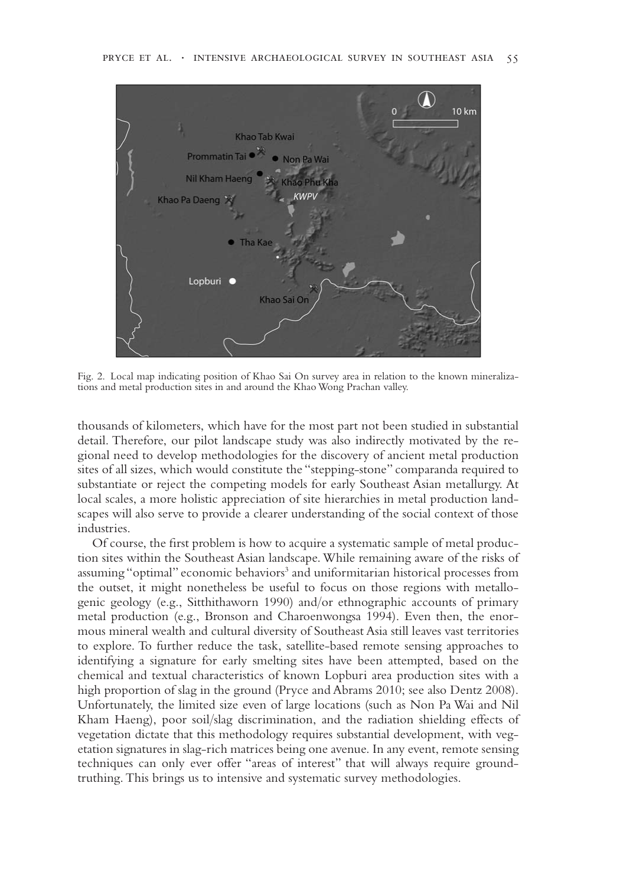Fig. 2. Local map indicating position of Khao Sai On survey area in relation to the known mineralizations and metal production sites in and around the Khao Wong Prachan valley.

thousands of kilometers, which have for the most part not been studied in substantial detail. Therefore, our pilot landscape study was also indirectly motivated by the regional need to develop methodologies for the discovery of ancient metal production sites of all sizes, which would constitute the "stepping-stone" comparanda required to substantiate or reject the competing models for early Southeast Asian metallurgy. At local scales, a more holistic appreciation of site hierarchies in metal production landscapes will also serve to provide a clearer understanding of the social context of those industries.

Of course, the first problem is how to acquire a systematic sample of metal production sites within the Southeast Asian landscape. While remaining aware of the risks of assuming "optimal" economic behaviors[3] and uniformitarian historical processes from the outset, it might nonetheless be useful to focus on those regions with metallogenic geology (e.g., Sitthithaworn 1990) and/or ethnographic accounts of primary metal production (e.g., Bronson and Charoenwongsa 1994). Even then, the enormous mineral wealth and cultural diversity of Southeast Asia still leaves vast territories to explore. To further reduce the task, satellite-based remote sensing approaches to identifying a signature for early smelting sites have been attempted, based on the chemical and textual characteristics of known Lopburi area production sites with a high proportion of slag in the ground (Pryce and Abrams 2010; see also Dentz 2008). Unfortunately, the limited size even of large locations (such as Non Pa Wai and Nil Kham Haeng), poor soil/slag discrimination, and the radiation shielding effects of vegetation dictate that this methodology requires substantial development, with vegetation signatures in slag-rich matrices being one avenue. In any event, remote sensing techniques can only ever offer "areas of interest" that will always require ground-truthing. This brings us to intensive and systematic survey methodologies.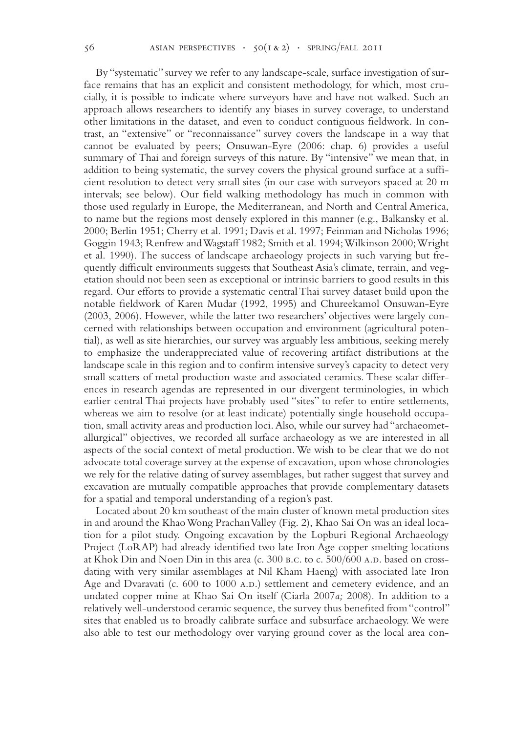By "systematic" survey we refer to any landscape-scale, surface investigation of surface remains that has an explicit and consistent methodology, for which, most crucially, it is possible to indicate where surveyors have and have not walked. Such an approach allows researchers to identify any biases in survey coverage, to understand other limitations in the dataset, and even to conduct contiguous fieldwork. In contrast, an "extensive" or "reconnaissance" survey covers the landscape in a way that cannot be evaluated by peers; Onsuwan-Eyre (2006: chap. 6) provides a useful summary of Thai and foreign surveys of this nature. By "intensive" we mean that, in addition to being systematic, the survey covers the physical ground surface at a sufficient resolution to detect very small sites (in our case with surveyors spaced at 20 m intervals; see below). Our field walking methodology has much in common with those used regularly in Europe, the Mediterranean, and North and Central America, to name but the regions most densely explored in this manner (e.g., Balkansky et al. 2000; Berlin 1951; Cherry et al. 1991; Davis et al. 1997; Feinman and Nicholas 1996; Goggin 1943; Renfrew and Wagstaff 1982; Smith et al. 1994; Wilkinson 2000; Wright et al. 1990). The success of landscape archaeology projects in such varying but frequently difficult environments suggests that Southeast Asia's climate, terrain, and vegetation should not been seen as exceptional or intrinsic barriers to good results in this regard. Our efforts to provide a systematic central Thai survey dataset build upon the notable fieldwork of Karen Mudar (1992, 1995) and Chureekamol Onsuwan-Eyre (2003, 2006). However, while the latter two researchers' objectives were largely concerned with relationships between occupation and environment (agricultural potential), as well as site hierarchies, our survey was arguably less ambitious, seeking merely to emphasize the underappreciated value of recovering artifact distributions at the landscape scale in this region and to confirm intensive survey's capacity to detect very small scatters of metal production waste and associated ceramics. These scalar differences in research agendas are represented in our divergent terminologies, in which earlier central Thai projects have probably used "sites" to refer to entire settlements, whereas we aim to resolve (or at least indicate) potentially single household occupation, small activity areas and production loci. Also, while our survey had "archaeometallurgical" objectives, we recorded all surface archaeology as we are interested in all aspects of the social context of metal production. We wish to be clear that we do not advocate total coverage survey at the expense of excavation, upon whose chronologies we rely for the relative dating of survey assemblages, but rather suggest that survey and excavation are mutually compatible approaches that provide complementary datasets for a spatial and temporal understanding of a region's past.

Located about 20 km southeast of the main cluster of known metal production sites in and around the Khao Wong Prachan Valley (Fig. 2), Khao Sai On was an ideal location for a pilot study. Ongoing excavation by the Lopburi Regional Archaeology Project (LoRAP) had already identified two late Iron Age copper smelting locations at Khok Din and Noen Din in this area (c. 300 B.C. to c. 500/600 A.D. based on cross-dating with very similar assemblages at Nil Kham Haeng) with associated late Iron Age and Dvaravati (c. 600 to 1000 A.D.) settlement and cemetery evidence, and an undated copper mine at Khao Sai On itself (Ciarla 2007*a;* 2008). In addition to a relatively well-understood ceramic sequence, the survey thus benefited from "control" sites that enabled us to broadly calibrate surface and subsurface archaeology. We were also able to test our methodology over varying ground cover as the local area con-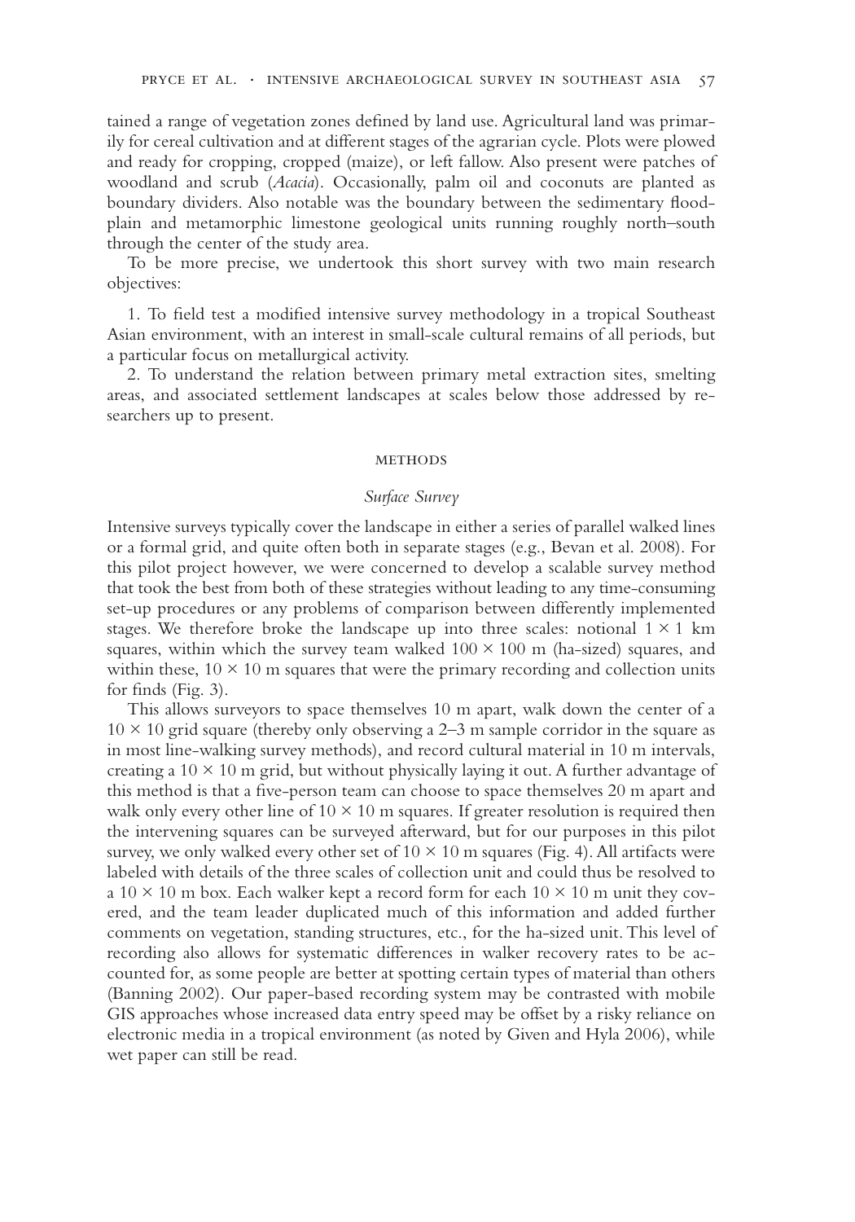tained a range of vegetation zones defined by land use. Agricultural land was primarily for cereal cultivation and at different stages of the agrarian cycle. Plots were plowed and ready for cropping, cropped (maize), or left fallow. Also present were patches of woodland and scrub (*Acacia*). Occasionally, palm oil and coconuts are planted as boundary dividers. Also notable was the boundary between the sedimentary floodplain and metamorphic limestone geological units running roughly north–south through the center of the study area.

To be more precise, we undertook this short survey with two main research objectives:

1. To field test a modified intensive survey methodology in a tropical Southeast Asian environment, with an interest in small-scale cultural remains of all periods, but a particular focus on metallurgical activity.

2. To understand the relation between primary metal extraction sites, smelting areas, and associated settlement landscapes at scales below those addressed by researchers up to present.

## METHODS

### *Surface Survey*

Intensive surveys typically cover the landscape in either a series of parallel walked lines or a formal grid, and quite often both in separate stages (e.g., Bevan et al. 2008). For this pilot project however, we were concerned to develop a scalable survey method that took the best from both of these strategies without leading to any time-consuming set-up procedures or any problems of comparison between differently implemented stages. We therefore broke the landscape up into three scales: notional $1 \times 1$ km squares, within which the survey team walked $100 \times 100$ m (ha-sized) squares, and within these, $10 \times 10$ m squares that were the primary recording and collection units for finds (Fig. 3).

This allows surveyors to space themselves 10 m apart, walk down the center of a $10 \times 10$ grid square (thereby only observing a 2–3 m sample corridor in the square as in most line-walking survey methods), and record cultural material in 10 m intervals, creating a $10 \times 10$ m grid, but without physically laying it out. A further advantage of this method is that a five-person team can choose to space themselves 20 m apart and walk only every other line of $10 \times 10$ m squares. If greater resolution is required then the intervening squares can be surveyed afterward, but for our purposes in this pilot survey, we only walked every other set of $10 \times 10$ m squares (Fig. 4). All artifacts were labeled with details of the three scales of collection unit and could thus be resolved to a $10 \times 10$ m box. Each walker kept a record form for each $10 \times 10$ m unit they covered, and the team leader duplicated much of this information and added further comments on vegetation, standing structures, etc., for the ha-sized unit. This level of recording also allows for systematic differences in walker recovery rates to be accounted for, as some people are better at spotting certain types of material than others (Banning 2002). Our paper-based recording system may be contrasted with mobile GIS approaches whose increased data entry speed may be offset by a risky reliance on electronic media in a tropical environment (as noted by Given and Hyla 2006), while wet paper can still be read.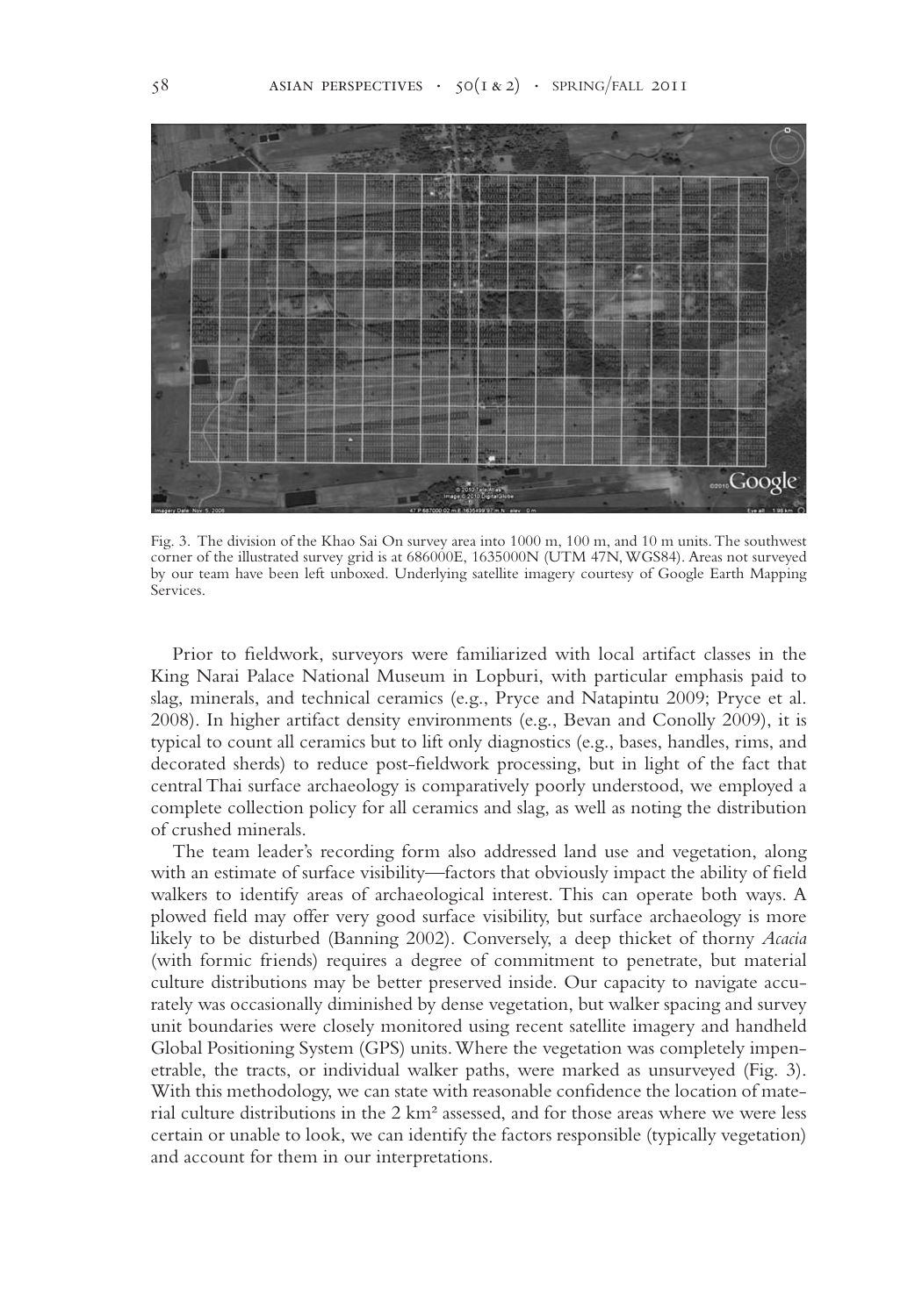Fig. 3. The division of the Khao Sai On survey area into 1000 m, 100 m, and 10 m units. The southwest corner of the illustrated survey grid is at 686000E, 1635000N (UTM 47N, WGS84). Areas not surveyed by our team have been left unboxed. Underlying satellite imagery courtesy of Google Earth Mapping Services.

Prior to fieldwork, surveyors were familiarized with local artifact classes in the King Narai Palace National Museum in Lopburi, with particular emphasis paid to slag, minerals, and technical ceramics (e.g., Pryce and Natapintu 2009; Pryce et al. 2008). In higher artifact density environments (e.g., Bevan and Conolly 2009), it is typical to count all ceramics but to lift only diagnostics (e.g., bases, handles, rims, and decorated sherds) to reduce post-fieldwork processing, but in light of the fact that central Thai surface archaeology is comparatively poorly understood, we employed a complete collection policy for all ceramics and slag, as well as noting the distribution of crushed minerals.

The team leader's recording form also addressed land use and vegetation, along with an estimate of surface visibility—factors that obviously impact the ability of field walkers to identify areas of archaeological interest. This can operate both ways. A plowed field may offer very good surface visibility, but surface archaeology is more likely to be disturbed (Banning 2002). Conversely, a deep thicket of thorny *Acacia* (with formic friends) requires a degree of commitment to penetrate, but material culture distributions may be better preserved inside. Our capacity to navigate accurately was occasionally diminished by dense vegetation, but walker spacing and survey unit boundaries were closely monitored using recent satellite imagery and handheld Global Positioning System (GPS) units. Where the vegetation was completely impenetrable, the tracts, or individual walker paths, were marked as unsurveyed (Fig. 3). With this methodology, we can state with reasonable confidence the location of material culture distributions in the 2 km² assessed, and for those areas where we were less certain or unable to look, we can identify the factors responsible (typically vegetation) and account for them in our interpretations.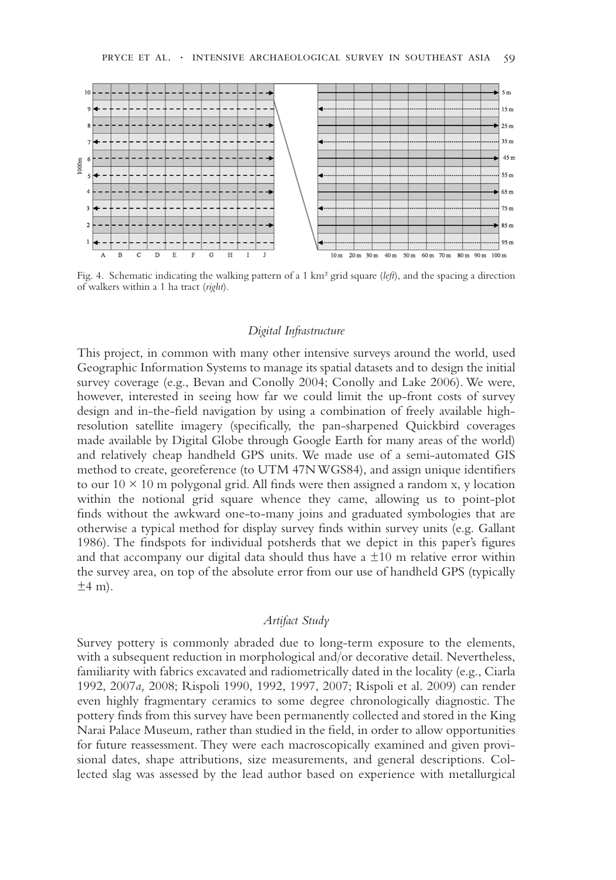Fig. 4. Schematic indicating the walking pattern of a 1 km² grid square (*left*), and the spacing a direction of walkers within a 1 ha tract (*right*).

### *Digital Infrastructure*

This project, in common with many other intensive surveys around the world, used Geographic Information Systems to manage its spatial datasets and to design the initial survey coverage (e.g., Bevan and Conolly 2004; Conolly and Lake 2006). We were, however, interested in seeing how far we could limit the up-front costs of survey design and in-the-field navigation by using a combination of freely available high-resolution satellite imagery (specifically, the pan-sharpened Quickbird coverages made available by Digital Globe through Google Earth for many areas of the world) and relatively cheap handheld GPS units. We made use of a semi-automated GIS method to create, georeference (to UTM 47N WGS84), and assign unique identifiers to our $10 \times 10$ m polygonal grid. All finds were then assigned a random x, y location within the notional grid square whence they came, allowing us to point-plot finds without the awkward one-to-many joins and graduated symbologies that are otherwise a typical method for display survey finds within survey units (e.g. Gallant 1986). The findspots for individual potsherds that we depict in this paper's figures and that accompany our digital data should thus have a $\pm 10$ m relative error within the survey area, on top of the absolute error from our use of handheld GPS (typically $\pm 4$ m).

### *Artifact Study*

Survey pottery is commonly abraded due to long-term exposure to the elements, with a subsequent reduction in morphological and/or decorative detail. Nevertheless, familiarity with fabrics excavated and radiometrically dated in the locality (e.g., Ciarla 1992, 2007*a,* 2008; Rispoli 1990, 1992, 1997, 2007; Rispoli et al. 2009) can render even highly fragmentary ceramics to some degree chronologically diagnostic. The pottery finds from this survey have been permanently collected and stored in the King Narai Palace Museum, rather than studied in the field, in order to allow opportunities for future reassessment. They were each macroscopically examined and given provisional dates, shape attributions, size measurements, and general descriptions. Collected slag was assessed by the lead author based on experience with metallurgical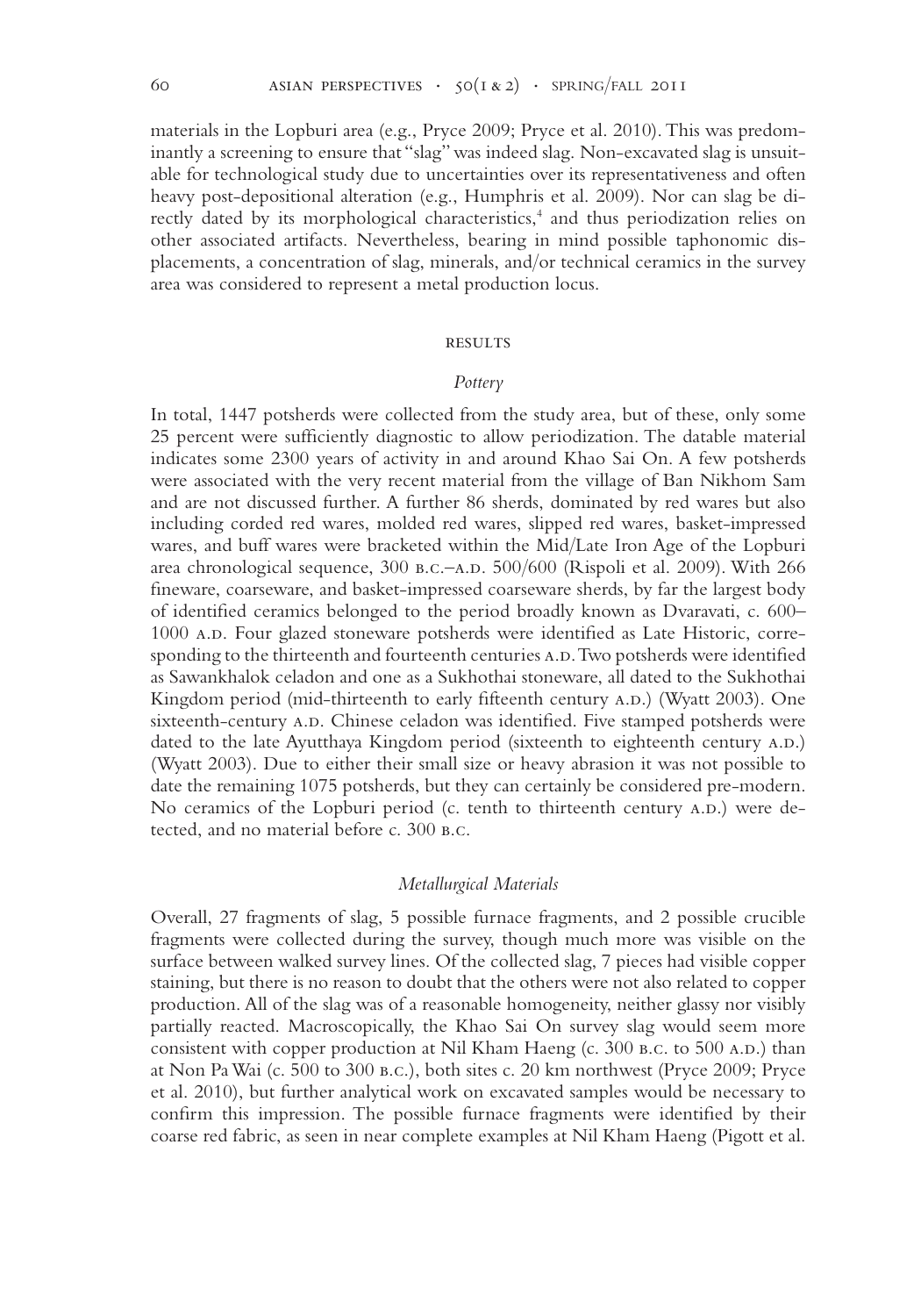materials in the Lopburi area (e.g., Pryce 2009; Pryce et al. 2010). This was predominantly a screening to ensure that "slag" was indeed slag. Non-excavated slag is unsuitable for technological study due to uncertainties over its representativeness and often heavy post-depositional alteration (e.g., Humphris et al. 2009). Nor can slag be directly dated by its morphological characteristics,[4] and thus periodization relies on other associated artifacts. Nevertheless, bearing in mind possible taphonomic displacements, a concentration of slag, minerals, and/or technical ceramics in the survey area was considered to represent a metal production locus.

## RESULTS

### *Pottery*

In total, 1447 potsherds were collected from the study area, but of these, only some 25 percent were sufficiently diagnostic to allow periodization. The datable material indicates some 2300 years of activity in and around Khao Sai On. A few potsherds were associated with the very recent material from the village of Ban Nikhom Sam and are not discussed further. A further 86 sherds, dominated by red wares but also including corded red wares, molded red wares, slipped red wares, basket-impressed wares, and buff wares were bracketed within the Mid/Late Iron Age of the Lopburi area chronological sequence, 300 B.C.–A.D. 500/600 (Rispoli et al. 2009). With 266 fineware, coarseware, and basket-impressed coarseware sherds, by far the largest body of identified ceramics belonged to the period broadly known as Dvaravati, c. 600–1000 A.D. Four glazed stoneware potsherds were identified as Late Historic, corresponding to the thirteenth and fourteenth centuries A.D. Two potsherds were identified as Sawankhalok celadon and one as a Sukhothai stoneware, all dated to the Sukhothai Kingdom period (mid-thirteenth to early fifteenth century A.D.) (Wyatt 2003). One sixteenth-century A.D. Chinese celadon was identified. Five stamped potsherds were dated to the late Ayutthaya Kingdom period (sixteenth to eighteenth century A.D.) (Wyatt 2003). Due to either their small size or heavy abrasion it was not possible to date the remaining 1075 potsherds, but they can certainly be considered pre-modern. No ceramics of the Lopburi period (c. tenth to thirteenth century A.D.) were detected, and no material before c. 300 B.C.

### *Metallurgical Materials*

Overall, 27 fragments of slag, 5 possible furnace fragments, and 2 possible crucible fragments were collected during the survey, though much more was visible on the surface between walked survey lines. Of the collected slag, 7 pieces had visible copper staining, but there is no reason to doubt that the others were not also related to copper production. All of the slag was of a reasonable homogeneity, neither glassy nor visibly partially reacted. Macroscopically, the Khao Sai On survey slag would seem more consistent with copper production at Nil Kham Haeng (c. 300 B.C. to 500 A.D.) than at Non Pa Wai (c. 500 to 300 B.C.), both sites c. 20 km northwest (Pryce 2009; Pryce et al. 2010), but further analytical work on excavated samples would be necessary to confirm this impression. The possible furnace fragments were identified by their coarse red fabric, as seen in near complete examples at Nil Kham Haeng (Pigott et al.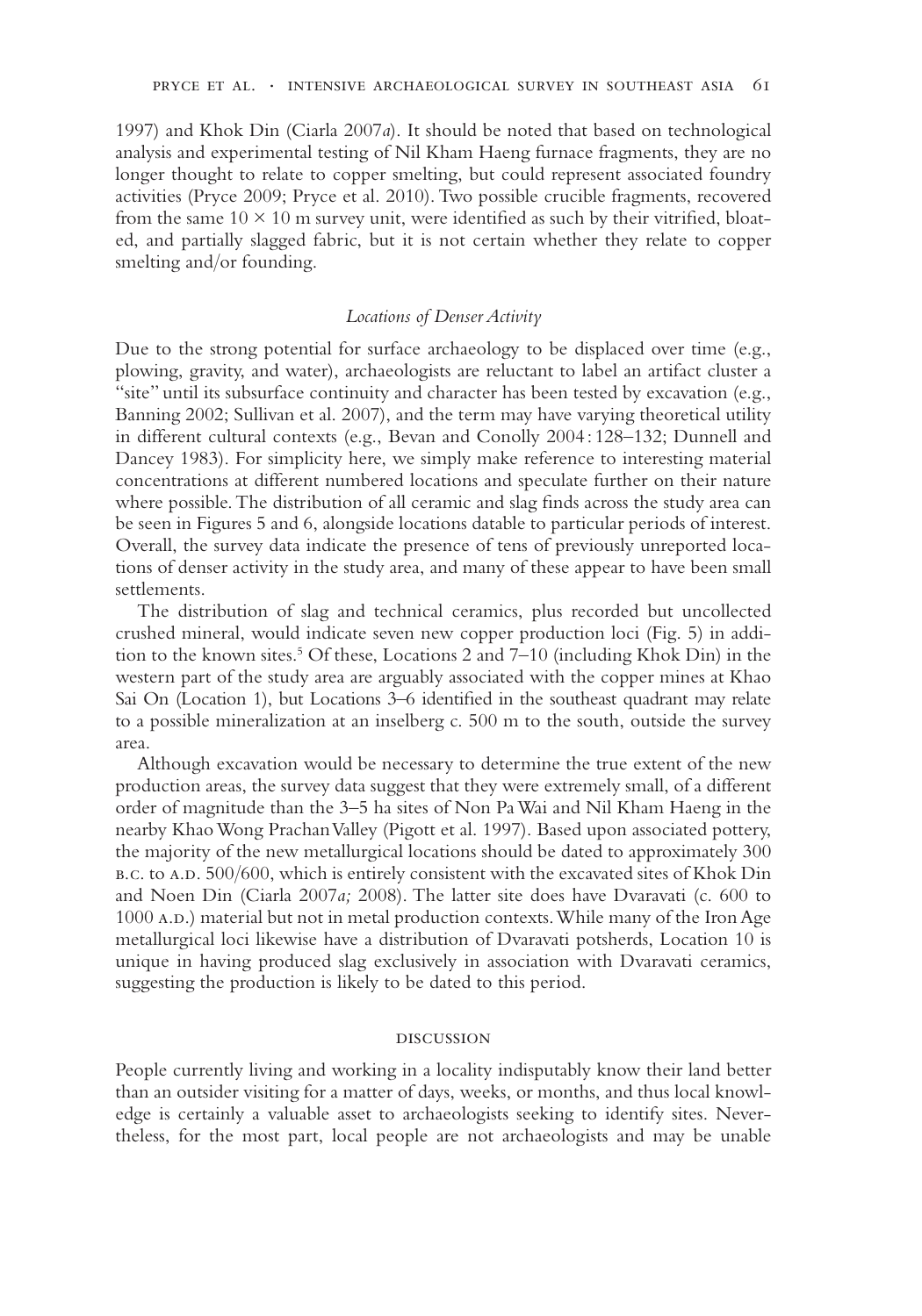1997) and Khok Din (Ciarla 2007*a*). It should be noted that based on technological analysis and experimental testing of Nil Kham Haeng furnace fragments, they are no longer thought to relate to copper smelting, but could represent associated foundry activities (Pryce 2009; Pryce et al. 2010). Two possible crucible fragments, recovered from the same $10 \times 10$ m survey unit, were identified as such by their vitrified, bloated, and partially slagged fabric, but it is not certain whether they relate to copper smelting and/or founding.

### *Locations of Denser Activity*

Due to the strong potential for surface archaeology to be displaced over time (e.g., plowing, gravity, and water), archaeologists are reluctant to label an artifact cluster a "site" until its subsurface continuity and character has been tested by excavation (e.g., Banning 2002; Sullivan et al. 2007), and the term may have varying theoretical utility in different cultural contexts (e.g., Bevan and Conolly 2004:128–132; Dunnell and Dancey 1983). For simplicity here, we simply make reference to interesting material concentrations at different numbered locations and speculate further on their nature where possible. The distribution of all ceramic and slag finds across the study area can be seen in Figures 5 and 6, alongside locations datable to particular periods of interest. Overall, the survey data indicate the presence of tens of previously unreported locations of denser activity in the study area, and many of these appear to have been small settlements.

The distribution of slag and technical ceramics, plus recorded but uncollected crushed mineral, would indicate seven new copper production loci (Fig. 5) in addition to the known sites.[5] Of these, Locations 2 and 7–10 (including Khok Din) in the western part of the study area are arguably associated with the copper mines at Khao Sai On (Location 1), but Locations 3–6 identified in the southeast quadrant may relate to a possible mineralization at an inselberg c. 500 m to the south, outside the survey area.

Although excavation would be necessary to determine the true extent of the new production areas, the survey data suggest that they were extremely small, of a different order of magnitude than the 3–5 ha sites of Non Pa Wai and Nil Kham Haeng in the nearby Khao Wong Prachan Valley (Pigott et al. 1997). Based upon associated pottery, the majority of the new metallurgical locations should be dated to approximately 300 B.C. to A.D. 500/600, which is entirely consistent with the excavated sites of Khok Din and Noen Din (Ciarla 2007*a;* 2008). The latter site does have Dvaravati (c. 600 to 1000 A.D.) material but not in metal production contexts. While many of the Iron Age metallurgical loci likewise have a distribution of Dvaravati potsherds, Location 10 is unique in having produced slag exclusively in association with Dvaravati ceramics, suggesting the production is likely to be dated to this period.

## DISCUSSION

People currently living and working in a locality indisputably know their land better than an outsider visiting for a matter of days, weeks, or months, and thus local knowledge is certainly a valuable asset to archaeologists seeking to identify sites. Nevertheless, for the most part, local people are not archaeologists and may be unable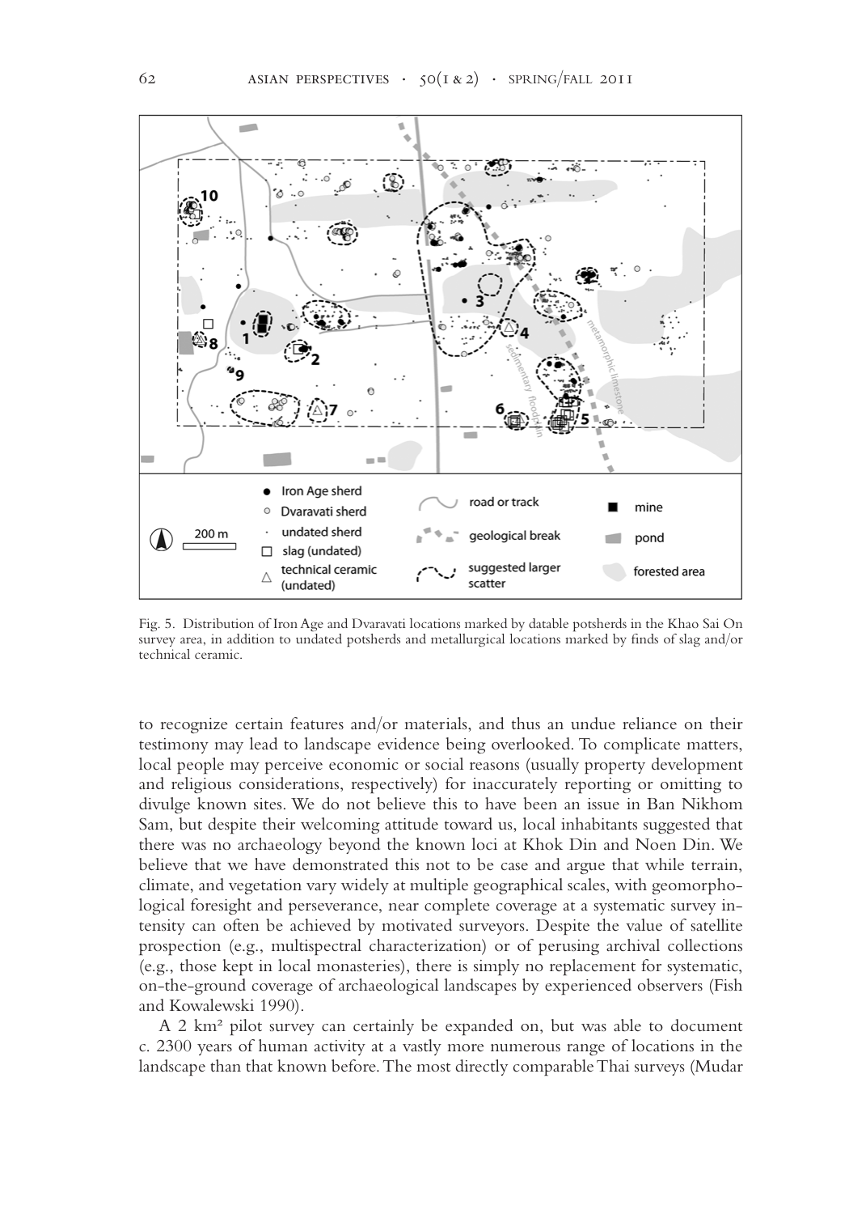Fig. 5. Distribution of Iron Age and Dvaravati locations marked by datable potsherds in the Khao Sai On survey area, in addition to undated potsherds and metallurgical locations marked by finds of slag and/or technical ceramic.

to recognize certain features and/or materials, and thus an undue reliance on their testimony may lead to landscape evidence being overlooked. To complicate matters, local people may perceive economic or social reasons (usually property development and religious considerations, respectively) for inaccurately reporting or omitting to divulge known sites. We do not believe this to have been an issue in Ban Nikhom Sam, but despite their welcoming attitude toward us, local inhabitants suggested that there was no archaeology beyond the known loci at Khok Din and Noen Din. We believe that we have demonstrated this not to be case and argue that while terrain, climate, and vegetation vary widely at multiple geographical scales, with geomorphological foresight and perseverance, near complete coverage at a systematic survey intensity can often be achieved by motivated surveyors. Despite the value of satellite prospection (e.g., multispectral characterization) or of perusing archival collections (e.g., those kept in local monasteries), there is simply no replacement for systematic, on-the-ground coverage of archaeological landscapes by experienced observers (Fish and Kowalewski 1990).

A 2 km² pilot survey can certainly be expanded on, but was able to document c. 2300 years of human activity at a vastly more numerous range of locations in the landscape than that known before. The most directly comparable Thai surveys (Mudar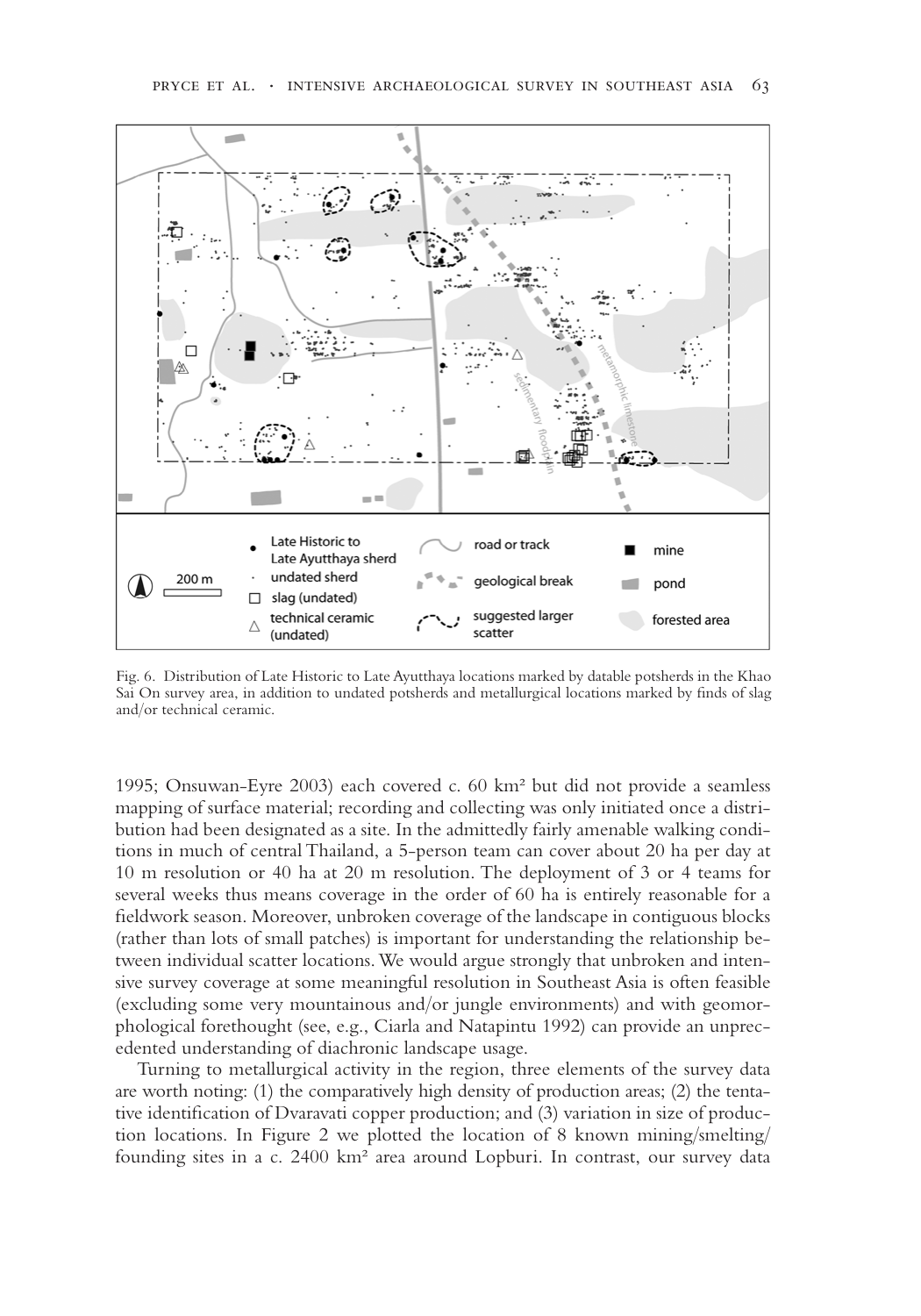Fig. 6. Distribution of Late Historic to Late Ayutthaya locations marked by datable potsherds in the Khao Sai On survey area, in addition to undated potsherds and metallurgical locations marked by finds of slag and/or technical ceramic.

1995; Onsuwan-Eyre 2003) each covered c. 60 km² but did not provide a seamless mapping of surface material; recording and collecting was only initiated once a distribution had been designated as a site. In the admittedly fairly amenable walking conditions in much of central Thailand, a 5-person team can cover about 20 ha per day at 10 m resolution or 40 ha at 20 m resolution. The deployment of 3 or 4 teams for several weeks thus means coverage in the order of 60 ha is entirely reasonable for a fieldwork season. Moreover, unbroken coverage of the landscape in contiguous blocks (rather than lots of small patches) is important for understanding the relationship between individual scatter locations. We would argue strongly that unbroken and intensive survey coverage at some meaningful resolution in Southeast Asia is often feasible (excluding some very mountainous and/or jungle environments) and with geomorphological forethought (see, e.g., Ciarla and Natapintu 1992) can provide an unprecedented understanding of diachronic landscape usage.

Turning to metallurgical activity in the region, three elements of the survey data are worth noting: (1) the comparatively high density of production areas; (2) the tentative identification of Dvaravati copper production; and (3) variation in size of production locations. In Figure 2 we plotted the location of 8 known mining/smelting/founding sites in a c. 2400 km² area around Lopburi. In contrast, our survey data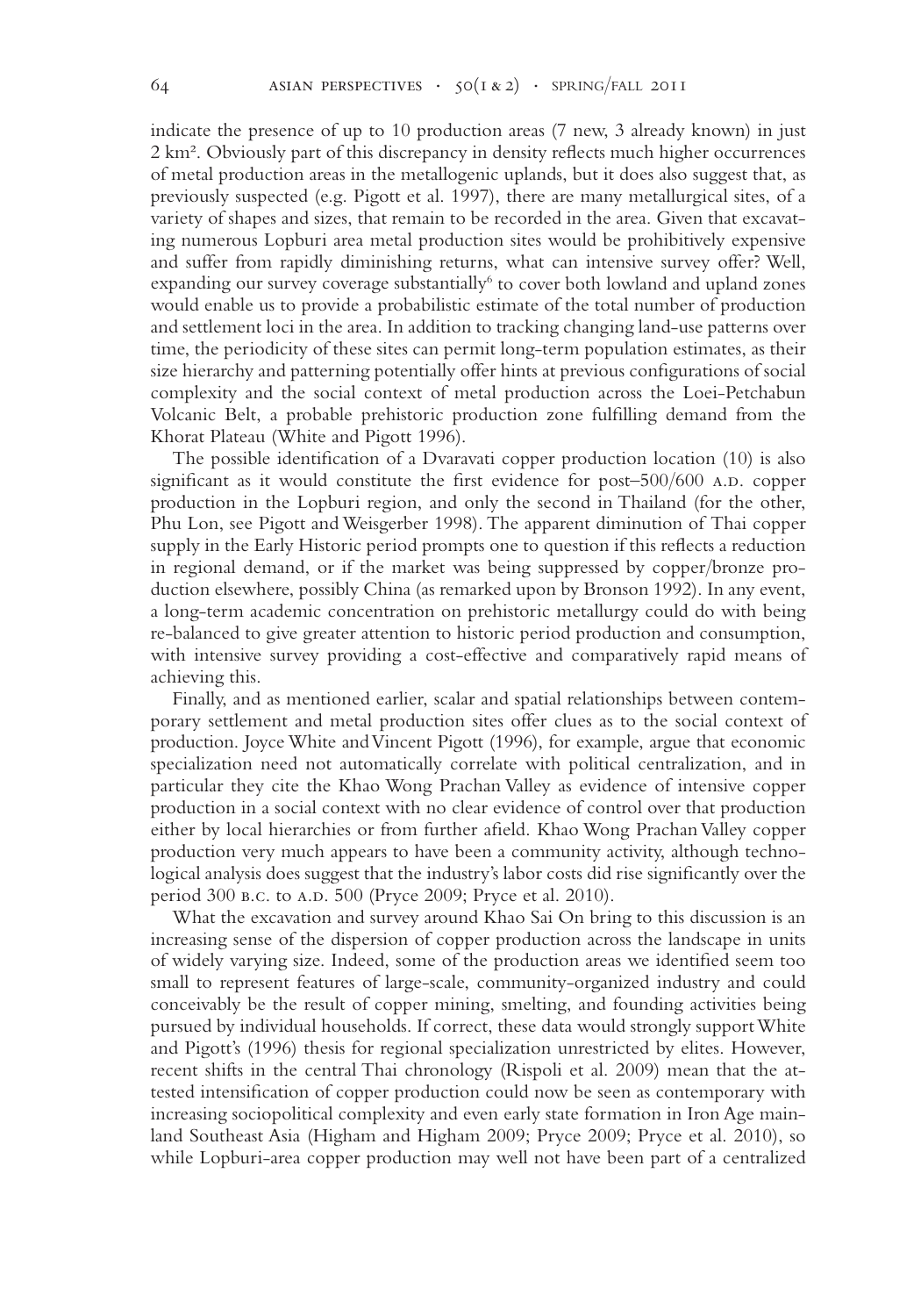indicate the presence of up to 10 production areas (7 new, 3 already known) in just 2 km². Obviously part of this discrepancy in density reflects much higher occurrences of metal production areas in the metallogenic uplands, but it does also suggest that, as previously suspected (e.g. Pigott et al. 1997), there are many metallurgical sites, of a variety of shapes and sizes, that remain to be recorded in the area. Given that excavating numerous Lopburi area metal production sites would be prohibitively expensive and suffer from rapidly diminishing returns, what can intensive survey offer? Well, expanding our survey coverage substantially[6] to cover both lowland and upland zones would enable us to provide a probabilistic estimate of the total number of production and settlement loci in the area. In addition to tracking changing land-use patterns over time, the periodicity of these sites can permit long-term population estimates, as their size hierarchy and patterning potentially offer hints at previous configurations of social complexity and the social context of metal production across the Loei-Petchabun Volcanic Belt, a probable prehistoric production zone fulfilling demand from the Khorat Plateau (White and Pigott 1996).

The possible identification of a Dvaravati copper production location (10) is also significant as it would constitute the first evidence for post–500/600 A.D. copper production in the Lopburi region, and only the second in Thailand (for the other, Phu Lon, see Pigott and Weisgerber 1998). The apparent diminution of Thai copper supply in the Early Historic period prompts one to question if this reflects a reduction in regional demand, or if the market was being suppressed by copper/bronze production elsewhere, possibly China (as remarked upon by Bronson 1992). In any event, a long-term academic concentration on prehistoric metallurgy could do with being re-balanced to give greater attention to historic period production and consumption, with intensive survey providing a cost-effective and comparatively rapid means of achieving this.

Finally, and as mentioned earlier, scalar and spatial relationships between contemporary settlement and metal production sites offer clues as to the social context of production. Joyce White and Vincent Pigott (1996), for example, argue that economic specialization need not automatically correlate with political centralization, and in particular they cite the Khao Wong Prachan Valley as evidence of intensive copper production in a social context with no clear evidence of control over that production either by local hierarchies or from further afield. Khao Wong Prachan Valley copper production very much appears to have been a community activity, although technological analysis does suggest that the industry's labor costs did rise significantly over the period 300 B.C. to A.D. 500 (Pryce 2009; Pryce et al. 2010).

What the excavation and survey around Khao Sai On bring to this discussion is an increasing sense of the dispersion of copper production across the landscape in units of widely varying size. Indeed, some of the production areas we identified seem too small to represent features of large-scale, community-organized industry and could conceivably be the result of copper mining, smelting, and founding activities being pursued by individual households. If correct, these data would strongly support White and Pigott's (1996) thesis for regional specialization unrestricted by elites. However, recent shifts in the central Thai chronology (Rispoli et al. 2009) mean that the attested intensification of copper production could now be seen as contemporary with increasing sociopolitical complexity and even early state formation in Iron Age mainland Southeast Asia (Higham and Higham 2009; Pryce 2009; Pryce et al. 2010), so while Lopburi-area copper production may well not have been part of a centralized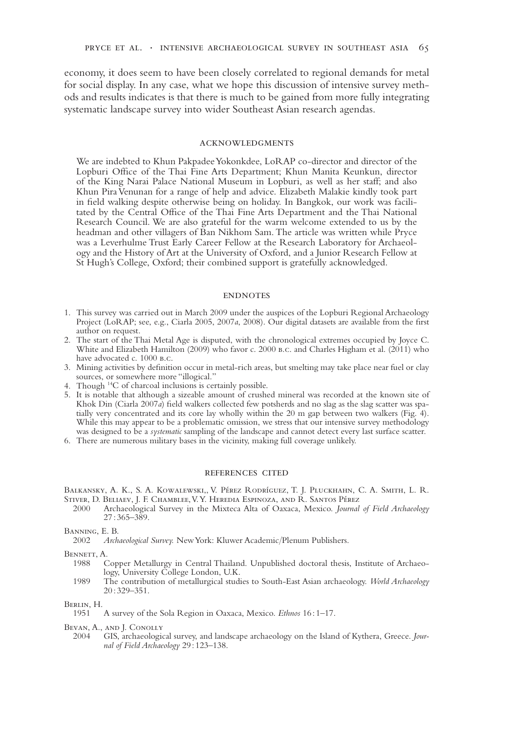economy, it does seem to have been closely correlated to regional demands for metal for social display. In any case, what we hope this discussion of intensive survey methods and results indicates is that there is much to be gained from more fully integrating systematic landscape survey into wider Southeast Asian research agendas.

## ACKNOWLEDGMENTS

We are indebted to Khun Pakpadee Yokonkdee, LoRAP co-director and director of the Lopburi Office of the Thai Fine Arts Department; Khun Manita Keunkun, director of the King Narai Palace National Museum in Lopburi, as well as her staff; and also Khun Pira Venunan for a range of help and advice. Elizabeth Malakie kindly took part in field walking despite otherwise being on holiday. In Bangkok, our work was facilitated by the Central Office of the Thai Fine Arts Department and the Thai National Research Council. We are also grateful for the warm welcome extended to us by the headman and other villagers of Ban Nikhom Sam. The article was written while Pryce was a Leverhulme Trust Early Career Fellow at the Research Laboratory for Archaeology and the History of Art at the University of Oxford, and a Junior Research Fellow at St Hugh's College, Oxford; their combined support is gratefully acknowledged.

## ENDNOTES

1. This survey was carried out in March 2009 under the auspices of the Lopburi Regional Archaeology Project (LoRAP; see, e.g., Ciarla 2005, 2007*a*, 2008). Our digital datasets are available from the first author on request.
2. The start of the Thai Metal Age is disputed, with the chronological extremes occupied by Joyce C. White and Elizabeth Hamilton (2009) who favor c. 2000 B.C. and Charles Higham et al. (2011) who have advocated c. 1000 B.C.
3. Mining activities by definition occur in metal-rich areas, but smelting may take place near fuel or clay sources, or somewhere more "illogical."
4. Though $^{14}C$ of charcoal inclusions is certainly possible.
5. It is notable that although a sizeable amount of crushed mineral was recorded at the known site of Khok Din (Ciarla 2007*a*) field walkers collected few potsherds and no slag as the slag scatter was spatially very concentrated and its core lay wholly within the 20 m gap between two walkers (Fig. 4). While this may appear to be a problematic omission, we stress that our intensive survey methodology was designed to be a *systematic* sampling of the landscape and cannot detect every last surface scatter.
6. There are numerous military bases in the vicinity, making full coverage unlikely.

## REFERENCES CITED

Balkansky, A. K., S. A. Kowalewski,, V. Pérez Rodríguez, T. J. Pluckhahn, C. A. Smith, L. R. Stiver, D. Beliaev, J. F. Chamblee, V. Y. Heredia Espinoza, and R. Santos Pérez
2000 Archaeological Survey in the Mixteca Alta of Oaxaca, Mexico. *Journal of Field Archaeology* 27 : 365–389.

Banning, E. B.
2002 *Archaeological Survey.* New York: Kluwer Academic/Plenum Publishers.

Bennett, A.
1988 Copper Metallurgy in Central Thailand. Unpublished doctoral thesis, Institute of Archaeology, University College London, U.K.
1989 The contribution of metallurgical studies to South-East Asian archaeology. *World Archaeology* 20 : 329–351.

Berlin, H.
1951 A survey of the Sola Region in Oaxaca, Mexico. *Ethnos* 16 : 1–17.

Bevan, A., and J. Conolly
2004 GIS, archaeological survey, and landscape archaeology on the Island of Kythera, Greece. *Journal of Field Archaeology* 29 : 123–138.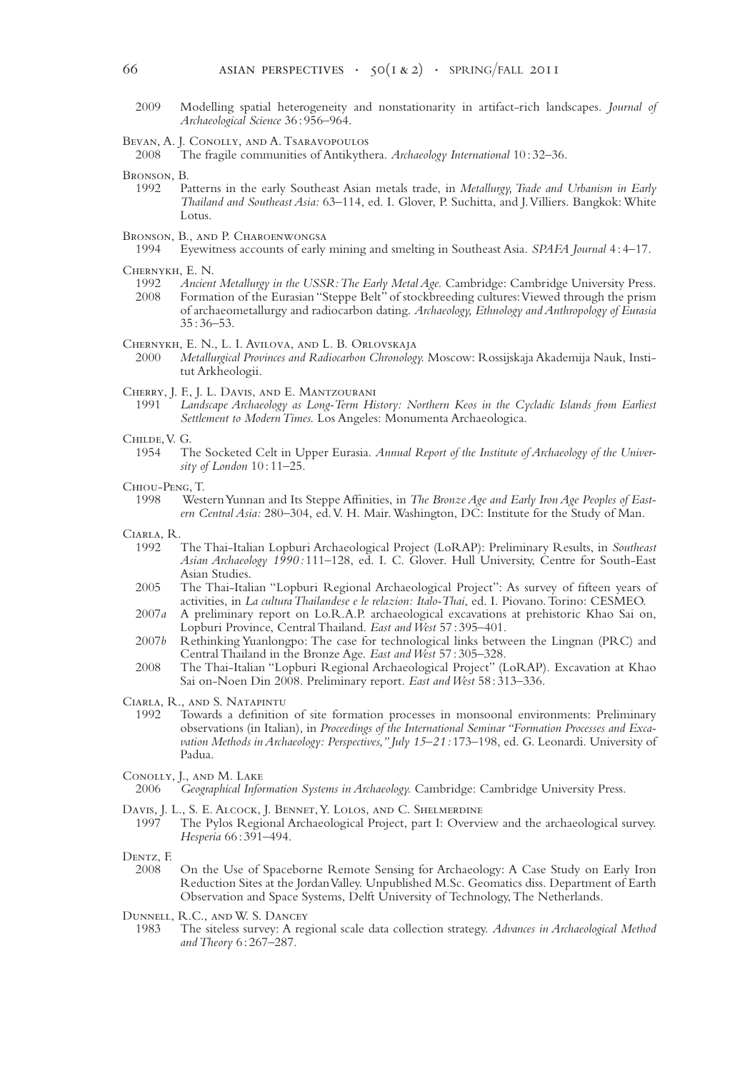2009 Modelling spatial heterogeneity and nonstationarity in artifact-rich landscapes. *Journal of Archaeological Science* 36 : 956–964.

Bevan, A. J. Conolly, and A. Tsaravopoulos

2008 The fragile communities of Antikythera. *Archaeology International* 10 : 32–36.

Bronson, B.

1992 Patterns in the early Southeast Asian metals trade, in *Metallurgy, Trade and Urbanism in Early Thailand and Southeast Asia:* 63–114, ed. I. Glover, P. Suchitta, and J. Villiers. Bangkok: White Lotus.

Bronson, B., and P. Charoenwongsa

1994 Eyewitness accounts of early mining and smelting in Southeast Asia. *SPAFA Journal* 4 : 4–17.

Chernykh, E. N.

1992 *Ancient Metallurgy in the USSR: The Early Metal Age.* Cambridge: Cambridge University Press.

2008 Formation of the Eurasian "Steppe Belt" of stockbreeding cultures: Viewed through the prism of archaeometallurgy and radiocarbon dating. *Archaeology, Ethnology and Anthropology of Eurasia* 35 : 36–53.

Chernykh, E. N., L. I. Avilova, and L. B. Orlovskaja

2000 *Metallurgical Provinces and Radiocarbon Chronology.* Moscow: Rossijskaja Akademija Nauk, Institut Arkheologii.

Cherry, J. F., J. L. Davis, and E. Mantzourani

1991 *Landscape Archaeology as Long-Term History: Northern Keos in the Cycladic Islands from Earliest Settlement to Modern Times.* Los Angeles: Monumenta Archaeologica.

Childe, V. G.

1954 The Socketed Celt in Upper Eurasia. *Annual Report of the Institute of Archaeology of the University of London* 10 : 11–25.

Chiou-Peng, T.

1998 Western Yunnan and Its Steppe Affinities, in *The Bronze Age and Early Iron Age Peoples of Eastern Central Asia:* 280–304, ed. V. H. Mair. Washington, DC: Institute for the Study of Man.

Ciarla, R.

1992 The Thai-Italian Lopburi Archaeological Project (LoRAP): Preliminary Results, in *Southeast Asian Archaeology 1990:* 111–128, ed. I. C. Glover. Hull University, Centre for South-East Asian Studies.

2005 The Thai-Italian "Lopburi Regional Archaeological Project": As survey of fifteen years of activities, in *La cultura Thailandese e le relazion: Italo-Thai*, ed. I. Piovano. Torino: CESMEO.

2007*a* A preliminary report on Lo.R.A.P. archaeological excavations at prehistoric Khao Sai on, Lopburi Province, Central Thailand. *East and West* 57 : 395–401.

2007*b* Rethinking Yuanlongpo: The case for technological links between the Lingnan (PRC) and Central Thailand in the Bronze Age. *East and West* 57 : 305–328.

2008 The Thai-Italian "Lopburi Regional Archaeological Project" (LoRAP). Excavation at Khao Sai on-Noen Din 2008. Preliminary report. *East and West* 58 : 313–336.

Ciarla, R., and S. Natapintu

1992 Towards a definition of site formation processes in monsoonal environments: Preliminary observations (in Italian), in *Proceedings of the International Seminar "Formation Processes and Excavation Methods in Archaeology: Perspectives," July 15–21:* 173–198, ed. G. Leonardi. University of Padua.

Conolly, J., and M. Lake

2006 *Geographical Information Systems in Archaeology.* Cambridge: Cambridge University Press.

Davis, J. L., S. E. Alcock, J. Bennet, Y. Lolos, and C. Shelmerdine

1997 The Pylos Regional Archaeological Project, part I: Overview and the archaeological survey. *Hesperia* 66 : 391–494.

Dentz, F.

2008 On the Use of Spaceborne Remote Sensing for Archaeology: A Case Study on Early Iron Reduction Sites at the Jordan Valley. Unpublished M.Sc. Geomatics diss. Department of Earth Observation and Space Systems, Delft University of Technology, The Netherlands.

Dunnell, R.C., and W. S. Dancey

1983 The siteless survey: A regional scale data collection strategy. *Advances in Archaeological Method and Theory* 6 : 267–287.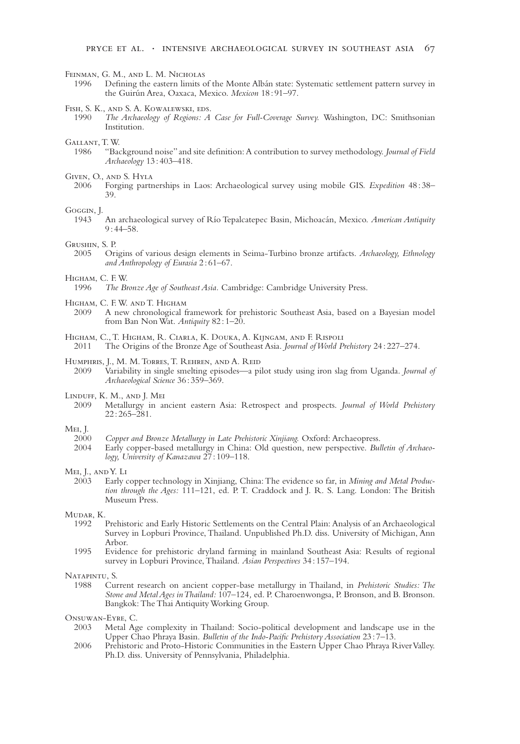Feinman, G. M., and L. M. Nicholas

1996 Defining the eastern limits of the Monte Albán state: Systematic settlement pattern survey in the Guirún Area, Oaxaca, Mexico. *Mexicon* 18 : 91–97.

Fish, S. K., and S. A. Kowalewski, eds.

1990 *The Archaeology of Regions: A Case for Full-Coverage Survey.* Washington, DC: Smithsonian Institution.

Gallant, T. W.

1986 "Background noise" and site definition: A contribution to survey methodology. *Journal of Field Archaeology* 13 : 403–418.

Given, O., and S. Hyla

2006 Forging partnerships in Laos: Archaeological survey using mobile GIS. *Expedition* 48 : 38–39.

Goggin, J.

1943 An archaeological survey of Río Tepalcatepec Basin, Michoacán, Mexico. *American Antiquity* 9 : 44–58.

Grushin, S. P.

2005 Origins of various design elements in Seima-Turbino bronze artifacts. *Archaeology, Ethnology and Anthropology of Eurasia* 2 : 61–67.

Higham, C. F. W.

1996 *The Bronze Age of Southeast Asia.* Cambridge: Cambridge University Press.

Higham, C. F. W. and T. Higham

2009 A new chronological framework for prehistoric Southeast Asia, based on a Bayesian model from Ban Non Wat. *Antiquity* 82 : 1–20.

Higham, C., T. Higham, R. Ciarla, K. Douka, A. Kijngam, and F. Rispoli

2011 The Origins of the Bronze Age of Southeast Asia. *Journal of World Prehistory* 24 : 227–274.

Humphris, J., M. M. Torres, T. Rehren, and A. Reid

2009 Variability in single smelting episodes—a pilot study using iron slag from Uganda. *Journal of Archaeological Science* 36 : 359–369.

Linduff, K. M., and J. Mei

2009 Metallurgy in ancient eastern Asia: Retrospect and prospects. *Journal of World Prehistory* 22 : 265–281.

Mei, J.

2000 *Copper and Bronze Metallurgy in Late Prehistoric Xinjiang.* Oxford: Archaeopress.

2004 Early copper-based metallurgy in China: Old question, new perspective. *Bulletin of Archaeology, University of Kanazawa* 27 : 109–118.

Mei, J., and Y. Li

2003 Early copper technology in Xinjiang, China: The evidence so far, in *Mining and Metal Production through the Ages:* 111–121, ed. P. T. Craddock and J. R. S. Lang. London: The British Museum Press.

Mudar, K.

1992 Prehistoric and Early Historic Settlements on the Central Plain: Analysis of an Archaeological Survey in Lopburi Province, Thailand. Unpublished Ph.D. diss. University of Michigan, Ann Arbor.

1995 Evidence for prehistoric dryland farming in mainland Southeast Asia: Results of regional survey in Lopburi Province, Thailand. *Asian Perspectives* 34 : 157–194.

Natapintu, S.

1988 Current research on ancient copper-base metallurgy in Thailand, in *Prehistoric Studies: The Stone and Metal Ages in Thailand:* 107–124, ed. P. Charoenwongsa, P. Bronson, and B. Bronson. Bangkok: The Thai Antiquity Working Group.

Onsuwan-Eyre, C.

2003 Metal Age complexity in Thailand: Socio-political development and landscape use in the Upper Chao Phraya Basin. *Bulletin of the Indo-Pacific Prehistory Association* 23 : 7–13.

2006 Prehistoric and Proto-Historic Communities in the Eastern Upper Chao Phraya River Valley. Ph.D. diss. University of Pennsylvania, Philadelphia.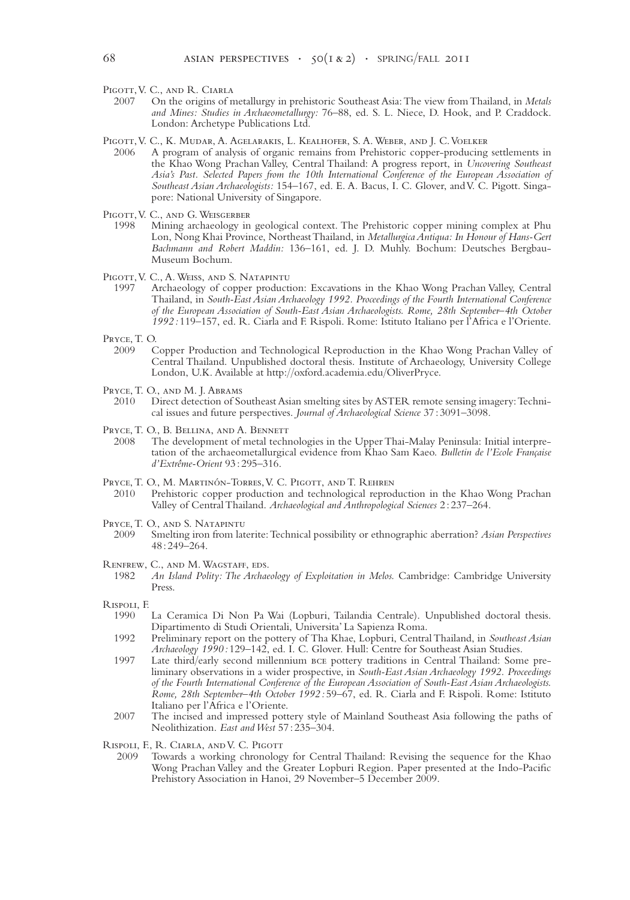Pigott, V. C., and R. Ciarla

2007 On the origins of metallurgy in prehistoric Southeast Asia: The view from Thailand, in *Metals and Mines: Studies in Archaeometallurgy:* 76–88, ed. S. L. Niece, D. Hook, and P. Craddock. London: Archetype Publications Ltd.

Pigott, V. C., K. Mudar, A. Agelarakis, L. Kealhofer, S. A. Weber, and J. C. Voelker

2006 A program of analysis of organic remains from Prehistoric copper-producing settlements in the Khao Wong Prachan Valley, Central Thailand: A progress report, in *Uncovering Southeast Asia's Past. Selected Papers from the 10th International Conference of the European Association of Southeast Asian Archaeologists:* 154–167, ed. E. A. Bacus, I. C. Glover, and V. C. Pigott. Singapore: National University of Singapore.

Pigott, V. C., and G. Weisgerber

1998 Mining archaeology in geological context. The Prehistoric copper mining complex at Phu Lon, Nong Khai Province, Northeast Thailand, in *Metallurgica Antiqua: In Honour of Hans-Gert Bachmann and Robert Maddin:* 136–161, ed. J. D. Muhly. Bochum: Deutsches Bergbau-Museum Bochum.

Pigott, V. C., A. Weiss, and S. Natapintu

1997 Archaeology of copper production: Excavations in the Khao Wong Prachan Valley, Central Thailand, in *South-East Asian Archaeology 1992. Proceedings of the Fourth International Conference of the European Association of South-East Asian Archaeologists. Rome, 28th September–4th October 1992:* 119–157, ed. R. Ciarla and F. Rispoli. Rome: Istituto Italiano per l'Africa e l'Oriente.

Pryce, T. O.

2009 Copper Production and Technological Reproduction in the Khao Wong Prachan Valley of Central Thailand. Unpublished doctoral thesis. Institute of Archaeology, University College London, U.K. Available at http://oxford.academia.edu/OliverPryce.

Pryce, T. O., and M. J. Abrams

2010 Direct detection of Southeast Asian smelting sites by ASTER remote sensing imagery: Technical issues and future perspectives. *Journal of Archaeological Science* 37 : 3091–3098.

Pryce, T. O., B. Bellina, and A. Bennett

2008 The development of metal technologies in the Upper Thai-Malay Peninsula: Initial interpretation of the archaeometallurgical evidence from Khao Sam Kaeo. *Bulletin de l'Ecole Française d'Extrême-Orient* 93 : 295–316.

Pryce, T. O., M. Martinón-Torres, V. C. Pigott, and T. Rehren

2010 Prehistoric copper production and technological reproduction in the Khao Wong Prachan Valley of Central Thailand. *Archaeological and Anthropological Sciences* 2 : 237–264.

Pryce, T. O., and S. Natapintu

2009 Smelting iron from laterite: Technical possibility or ethnographic aberration? *Asian Perspectives* 48 : 249–264.

Renfrew, C., and M. Wagstaff, eds.

1982 *An Island Polity: The Archaeology of Exploitation in Melos.* Cambridge: Cambridge University Press.

Rispoli, F.

1990 La Ceramica Di Non Pa Wai (Lopburi, Tailandia Centrale). Unpublished doctoral thesis. Dipartimento di Studi Orientali, Universita' La Sapienza Roma.

1992 Preliminary report on the pottery of Tha Khae, Lopburi, Central Thailand, in *Southeast Asian Archaeology 1990:* 129–142, ed. I. C. Glover. Hull: Centre for Southeast Asian Studies.

1997 Late third/early second millennium BCE pottery traditions in Central Thailand: Some preliminary observations in a wider prospective, in *South-East Asian Archaeology 1992. Proceedings of the Fourth International Conference of the European Association of South-East Asian Archaeologists. Rome, 28th September–4th October 1992:* 59–67, ed. R. Ciarla and F. Rispoli. Rome: Istituto Italiano per l'Africa e l'Oriente.

2007 The incised and impressed pottery style of Mainland Southeast Asia following the paths of Neolithization. *East and West* 57 : 235–304.

Rispoli, F., R. Ciarla, and V. C. Pigott

2009 Towards a working chronology for Central Thailand: Revising the sequence for the Khao Wong Prachan Valley and the Greater Lopburi Region. Paper presented at the Indo-Pacific Prehistory Association in Hanoi, 29 November–5 December 2009.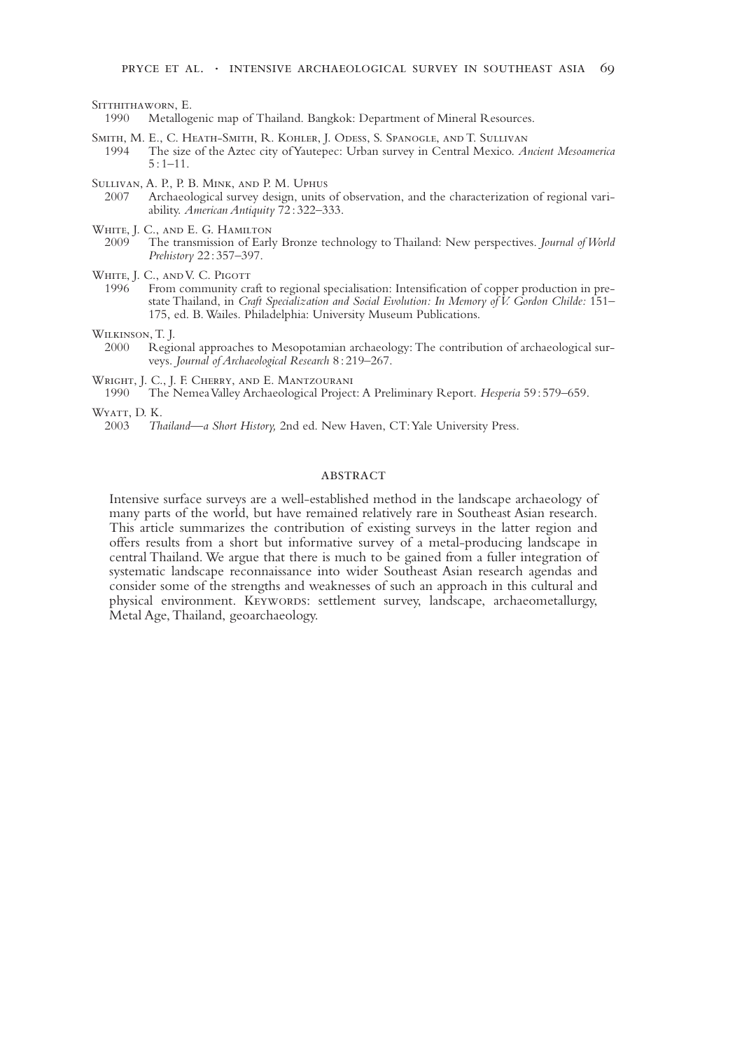Sitthithaworn, E.

1990 Metallogenic map of Thailand. Bangkok: Department of Mineral Resources.

Smith, M. E., C. Heath-Smith, R. Kohler, J. Odess, S. Spanogle, and T. Sullivan

1994 The size of the Aztec city of Yautepec: Urban survey in Central Mexico. *Ancient Mesoamerica* 5 : 1–11.

Sullivan, A. P., P. B. Mink, and P. M. Uphus

2007 Archaeological survey design, units of observation, and the characterization of regional variability. *American Antiquity* 72 : 322–333.

White, J. C., and E. G. Hamilton

2009 The transmission of Early Bronze technology to Thailand: New perspectives. *Journal of World Prehistory* 22 : 357–397.

White, J. C., and V. C. Pigott

1996 From community craft to regional specialisation: Intensification of copper production in pre-state Thailand, in *Craft Specialization and Social Evolution: In Memory of V. Gordon Childe:* 151–175, ed. B. Wailes. Philadelphia: University Museum Publications.

Wilkinson, T. J.

2000 Regional approaches to Mesopotamian archaeology: The contribution of archaeological surveys. *Journal of Archaeological Research* 8 : 219–267.

Wright, J. C., J. F. Cherry, and E. Mantzourani

1990 The Nemea Valley Archaeological Project: A Preliminary Report. *Hesperia* 59 : 579–659.

Wyatt, D. K.

2003 *Thailand—a Short History,* 2nd ed. New Haven, CT: Yale University Press.

## Abstract

Intensive surface surveys are a well-established method in the landscape archaeology of many parts of the world, but have remained relatively rare in Southeast Asian research. This article summarizes the contribution of existing surveys in the latter region and offers results from a short but informative survey of a metal-producing landscape in central Thailand. We argue that there is much to be gained from a fuller integration of systematic landscape reconnaissance into wider Southeast Asian research agendas and consider some of the strengths and weaknesses of such an approach in this cultural and physical environment. Keywords: settlement survey, landscape, archaeometallurgy, Metal Age, Thailand, geoarchaeology.